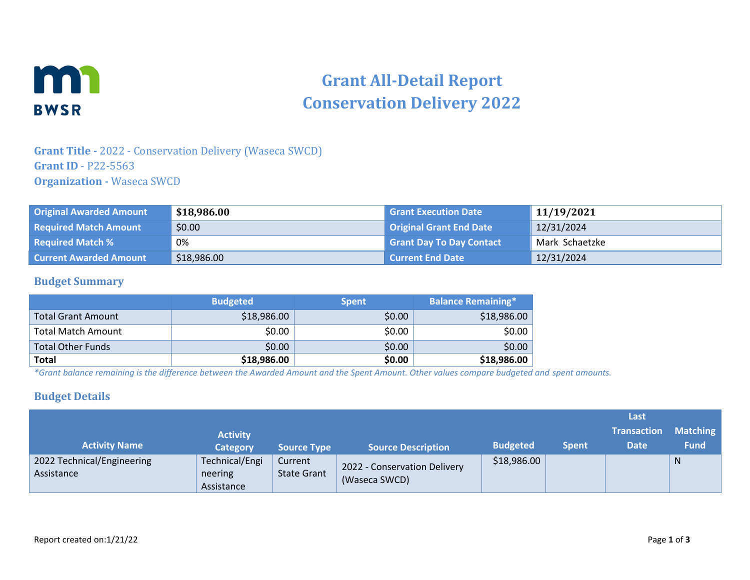# Grant All-Detail Report
# Conservation Delivery 2022

**Grant Title -** 2022 - Conservation Delivery (Waseca SWCD)
**Grant ID** - P22-5563
**Organization -** Waseca SWCD

| | | | |
|---|---|---|---|
| **Original Awarded Amount** | **$18,986.00** | **Grant Execution Date** | **11/19/2021** |
| **Required Match Amount** | $0.00 | **Original Grant End Date** | 12/31/2024 |
| **Required Match %** | 0% | **Grant Day To Day Contact** | Mark Schaetzke |
| **Current Awarded Amount** | $18,986.00 | **Current End Date** | 12/31/2024 |

## Budget Summary

| | Budgeted | Spent | Balance Remaining* |
|---|---|---|---|
| Total Grant Amount | $18,986.00 | $0.00 | $18,986.00 |
| Total Match Amount | $0.00 | $0.00 | $0.00 |
| Total Other Funds | $0.00 | $0.00 | $0.00 |
| **Total** | **$18,986.00** | **$0.00** | **$18,986.00** |

*\*Grant balance remaining is the difference between the Awarded Amount and the Spent Amount. Other values compare budgeted and spent amounts.*

## Budget Details

| Activity Name | Activity Category | Source Type | Source Description | Budgeted | Spent | Last Transaction Date | Matching Fund |
|---|---|---|---|---|---|---|---|
| 2022 Technical/Engineering Assistance | Technical/Engineering Assistance | Current State Grant | 2022 - Conservation Delivery (Waseca SWCD) | $18,986.00 | | | N |

Report created on:1/21/22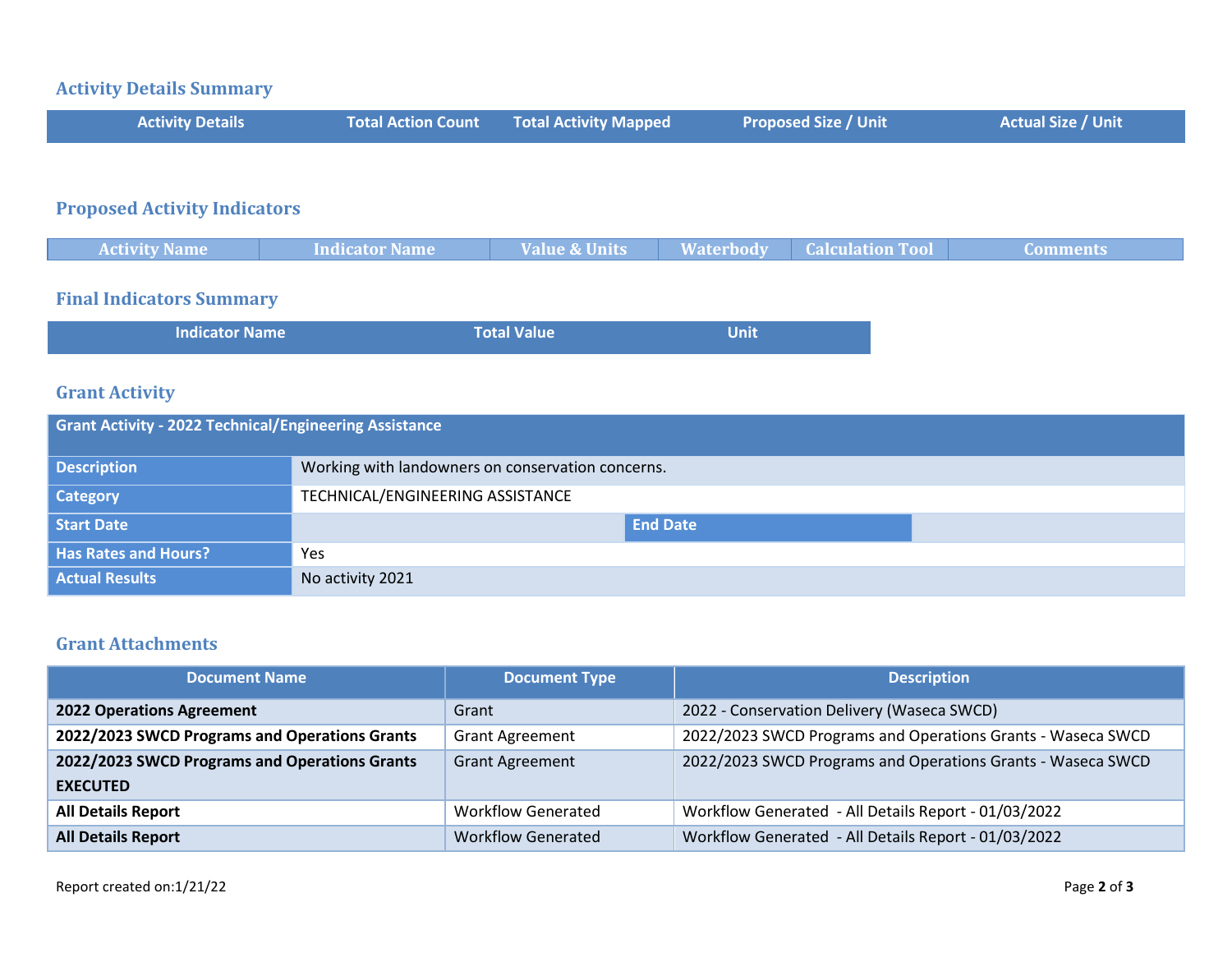## Activity Details Summary

| Activity Details | Total Action Count | Total Activity Mapped | Proposed Size / Unit | Actual Size / Unit |
| --- | --- | --- | --- | --- |

## Proposed Activity Indicators

| Activity Name | Indicator Name | Value & Units | Waterbody | Calculation Tool | Comments |
| --- | --- | --- | --- | --- | --- |

## Final Indicators Summary

| Indicator Name | Total Value | Unit |
| --- | --- | --- |

## Grant Activity

| Grant Activity - 2022 Technical/Engineering Assistance | | | |
| --- | --- | --- | --- |
| Description | Working with landowners on conservation concerns. | | |
| Category | TECHNICAL/ENGINEERING ASSISTANCE | | |
| Start Date | | End Date | |
| Has Rates and Hours? | Yes | | |
| Actual Results | No activity 2021 | | |

## Grant Attachments

| Document Name | Document Type | Description |
| --- | --- | --- |
| **2022 Operations Agreement** | Grant | 2022 - Conservation Delivery (Waseca SWCD) |
| **2022/2023 SWCD Programs and Operations Grants** | Grant Agreement | 2022/2023 SWCD Programs and Operations Grants - Waseca SWCD |
| **2022/2023 SWCD Programs and Operations Grants EXECUTED** | Grant Agreement | 2022/2023 SWCD Programs and Operations Grants - Waseca SWCD |
| **All Details Report** | Workflow Generated | Workflow Generated - All Details Report - 01/03/2022 |
| **All Details Report** | Workflow Generated | Workflow Generated - All Details Report - 01/03/2022 |

Report created on:1/21/22